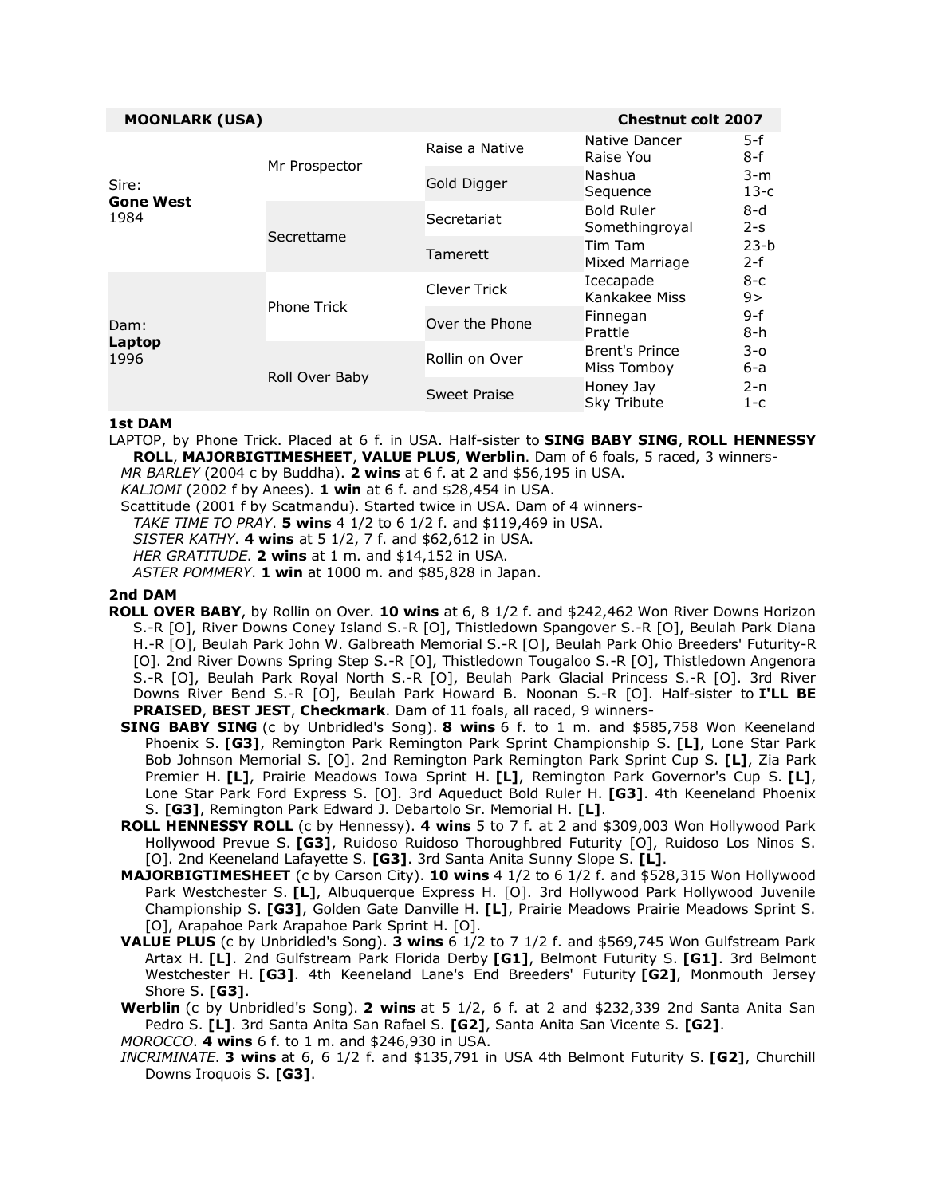| **MOONLARK (USA)** | | | **Chestnut colt 2007** | |
|---|---|---|---|---|
| Sire: **Gone West** 1984 | Mr Prospector | Raise a Native | Native Dancer | 5-f |
| | | | Raise You | 8-f |
| | | Gold Digger | Nashua | 3-m |
| | | | Sequence | 13-c |
| | Secrettame | Secretariat | Bold Ruler | 8-d |
| | | | Somethingroyal | 2-s |
| | | Tamerett | Tim Tam | 23-b |
| | | | Mixed Marriage | 2-f |
| Dam: **Laptop** 1996 | Phone Trick | Clever Trick | Icecapade | 8-c |
| | | | Kankakee Miss | 9> |
| | | Over the Phone | Finnegan | 9-f |
| | | | Prattle | 8-h |
| | Roll Over Baby | Rollin on Over | Brent's Prince | 3-o |
| | | | Miss Tomboy | 6-a |
| | | Sweet Praise | Honey Jay | 2-n |
| | | | Sky Tribute | 1-c |

### 1st DAM

LAPTOP, by Phone Trick. Placed at 6 f. in USA. Half-sister to **SING BABY SING**, **ROLL HENNESSY ROLL**, **MAJORBIGTIMESHEET**, **VALUE PLUS**, **Werblin**. Dam of 6 foals, 5 raced, 3 winners-

- *MR BARLEY* (2004 c by Buddha). **2 wins** at 6 f. at 2 and $56,195 in USA.
- *KALJOMI* (2002 f by Anees). **1 win** at 6 f. and $28,454 in USA.
- Scattitude (2001 f by Scatmandu). Started twice in USA. Dam of 4 winners-
  - *TAKE TIME TO PRAY*. **5 wins** 4 1/2 to 6 1/2 f. and $119,469 in USA.
  - *SISTER KATHY*. **4 wins** at 5 1/2, 7 f. and $62,612 in USA.
  - *HER GRATITUDE*. **2 wins** at 1 m. and $14,152 in USA.
  - *ASTER POMMERY*. **1 win** at 1000 m. and $85,828 in Japan.

### 2nd DAM

**ROLL OVER BABY**, by Rollin on Over. **10 wins** at 6, 8 1/2 f. and $242,462 Won River Downs Horizon S.-R [O], River Downs Coney Island S.-R [O], Thistledown Spangover S.-R [O], Beulah Park Diana H.-R [O], Beulah Park John W. Galbreath Memorial S.-R [O], Beulah Park Ohio Breeders' Futurity-R [O]. 2nd River Downs Spring Step S.-R [O], Thistledown Tougaloo S.-R [O], Thistledown Angenora S.-R [O], Beulah Park Royal North S.-R [O], Beulah Park Glacial Princess S.-R [O]. 3rd River Downs River Bend S.-R [O], Beulah Park Howard B. Noonan S.-R [O]. Half-sister to **I'LL BE PRAISED**, **BEST JEST**, **Checkmark**. Dam of 11 foals, all raced, 9 winners-

- **SING BABY SING** (c by Unbridled's Song). **8 wins** 6 f. to 1 m. and $585,758 Won Keeneland Phoenix S. **[G3]**, Remington Park Remington Park Sprint Championship S. **[L]**, Lone Star Park Bob Johnson Memorial S. [O]. 2nd Remington Park Remington Park Sprint Cup S. **[L]**, Zia Park Premier H. **[L]**, Prairie Meadows Iowa Sprint H. **[L]**, Remington Park Governor's Cup S. **[L]**, Lone Star Park Ford Express S. [O]. 3rd Aqueduct Bold Ruler H. **[G3]**. 4th Keeneland Phoenix S. **[G3]**, Remington Park Edward J. Debartolo Sr. Memorial H. **[L]**.
- **ROLL HENNESSY ROLL** (c by Hennessy). **4 wins** 5 to 7 f. at 2 and $309,003 Won Hollywood Park Hollywood Prevue S. **[G3]**, Ruidoso Ruidoso Thoroughbred Futurity [O], Ruidoso Los Ninos S. [O]. 2nd Keeneland Lafayette S. **[G3]**. 3rd Santa Anita Sunny Slope S. **[L]**.
- **MAJORBIGTIMESHEET** (c by Carson City). **10 wins** 4 1/2 to 6 1/2 f. and $528,315 Won Hollywood Park Westchester S. **[L]**, Albuquerque Express H. [O]. 3rd Hollywood Park Hollywood Juvenile Championship S. **[G3]**, Golden Gate Danville H. **[L]**, Prairie Meadows Prairie Meadows Sprint S. [O], Arapahoe Park Arapahoe Park Sprint H. [O].
- **VALUE PLUS** (c by Unbridled's Song). **3 wins** 6 1/2 to 7 1/2 f. and $569,745 Won Gulfstream Park Artax H. **[L]**. 2nd Gulfstream Park Florida Derby **[G1]**, Belmont Futurity S. **[G1]**. 3rd Belmont Westchester H. **[G3]**. 4th Keeneland Lane's End Breeders' Futurity **[G2]**, Monmouth Jersey Shore S. **[G3]**.
- **Werblin** (c by Unbridled's Song). **2 wins** at 5 1/2, 6 f. at 2 and $232,339 2nd Santa Anita San Pedro S. **[L]**. 3rd Santa Anita San Rafael S. **[G2]**, Santa Anita San Vicente S. **[G2]**.
- *MOROCCO*. **4 wins** 6 f. to 1 m. and $246,930 in USA.
- *INCRIMINATE*. **3 wins** at 6, 6 1/2 f. and $135,791 in USA 4th Belmont Futurity S. **[G2]**, Churchill Downs Iroquois S. **[G3]**.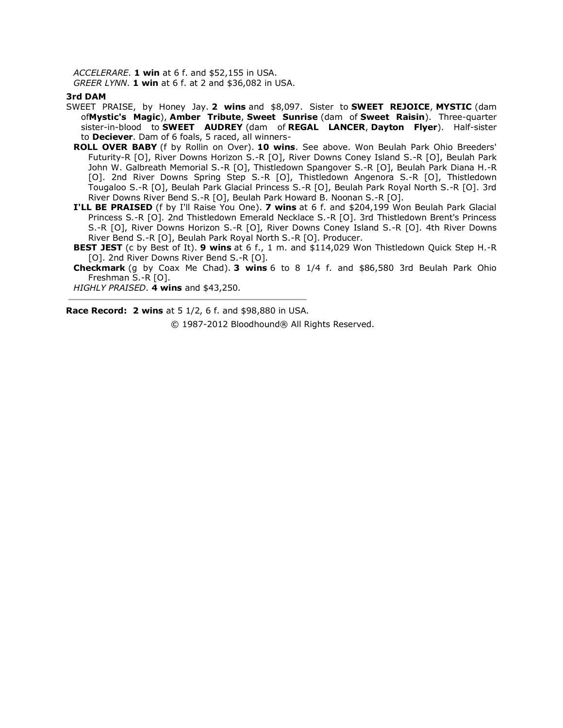*ACCELERARE*. **1 win** at 6 f. and $52,155 in USA.
*GREER LYNN*. **1 win** at 6 f. at 2 and $36,082 in USA.

**3rd DAM**

SWEET PRAISE, by Honey Jay. **2 wins** and $8,097. Sister to **SWEET REJOICE**, **MYSTIC** (dam of**Mystic's Magic**), **Amber Tribute**, **Sweet Sunrise** (dam of **Sweet Raisin**). Three-quarter sister-in-blood to **SWEET AUDREY** (dam of **REGAL LANCER**, **Dayton Flyer**). Half-sister to **Deciever**. Dam of 6 foals, 5 raced, all winners-

**ROLL OVER BABY** (f by Rollin on Over). **10 wins**. See above. Won Beulah Park Ohio Breeders' Futurity-R [O], River Downs Horizon S.-R [O], River Downs Coney Island S.-R [O], Beulah Park John W. Galbreath Memorial S.-R [O], Thistledown Spangover S.-R [O], Beulah Park Diana H.-R [O]. 2nd River Downs Spring Step S.-R [O], Thistledown Angenora S.-R [O], Thistledown Tougaloo S.-R [O], Beulah Park Glacial Princess S.-R [O], Beulah Park Royal North S.-R [O]. 3rd River Downs River Bend S.-R [O], Beulah Park Howard B. Noonan S.-R [O].

**I'LL BE PRAISED** (f by I'll Raise You One). **7 wins** at 6 f. and $204,199 Won Beulah Park Glacial Princess S.-R [O]. 2nd Thistledown Emerald Necklace S.-R [O]. 3rd Thistledown Brent's Princess S.-R [O], River Downs Horizon S.-R [O], River Downs Coney Island S.-R [O]. 4th River Downs River Bend S.-R [O], Beulah Park Royal North S.-R [O]. Producer.

**BEST JEST** (c by Best of It). **9 wins** at 6 f., 1 m. and $114,029 Won Thistledown Quick Step H.-R [O]. 2nd River Downs River Bend S.-R [O].

**Checkmark** (g by Coax Me Chad). **3 wins** 6 to 8 1/4 f. and $86,580 3rd Beulah Park Ohio Freshman S.-R [O].

*HIGHLY PRAISED*. **4 wins** and $43,250.

---

**Race Record: 2 wins** at 5 1/2, 6 f. and $98,880 in USA.

© 1987-2012 Bloodhound® All Rights Reserved.